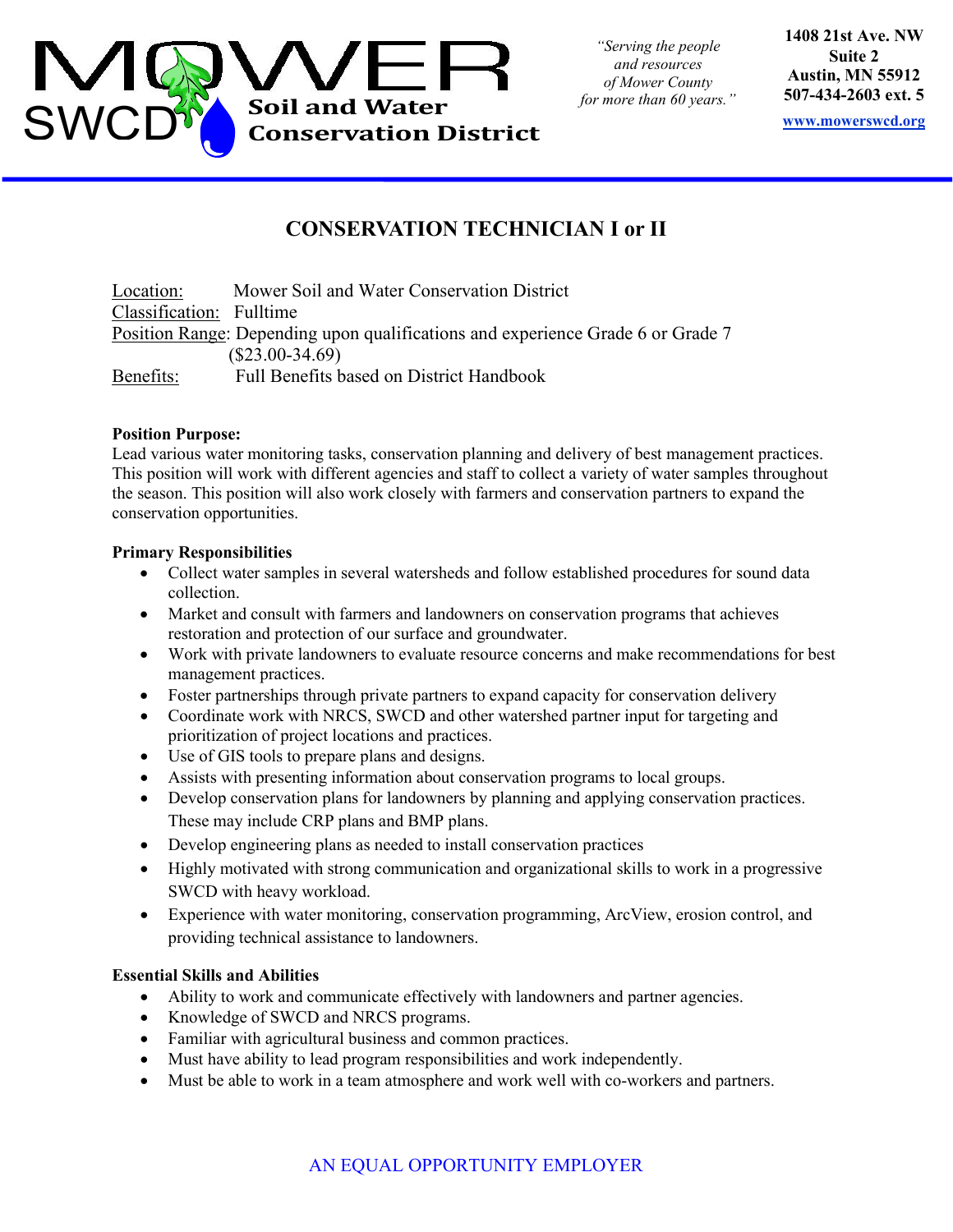# MOWER SWCD Soil and Water Conservation District

*"Serving the people and resources of Mower County for more than 60 years."*

**1408 21st Ave. NW**
**Suite 2**
**Austin, MN 55912**
**507-434-2603 ext. 5**
**www.mowerswcd.org**

## CONSERVATION TECHNICIAN I or II

Location: Mower Soil and Water Conservation District
Classification: Fulltime
Position Range: Depending upon qualifications and experience Grade 6 or Grade 7 ($23.00-34.69)
Benefits: Full Benefits based on District Handbook

**Position Purpose:**
Lead various water monitoring tasks, conservation planning and delivery of best management practices. This position will work with different agencies and staff to collect a variety of water samples throughout the season. This position will also work closely with farmers and conservation partners to expand the conservation opportunities.

**Primary Responsibilities**

- Collect water samples in several watersheds and follow established procedures for sound data collection.
- Market and consult with farmers and landowners on conservation programs that achieves restoration and protection of our surface and groundwater.
- Work with private landowners to evaluate resource concerns and make recommendations for best management practices.
- Foster partnerships through private partners to expand capacity for conservation delivery
- Coordinate work with NRCS, SWCD and other watershed partner input for targeting and prioritization of project locations and practices.
- Use of GIS tools to prepare plans and designs.
- Assists with presenting information about conservation programs to local groups.
- Develop conservation plans for landowners by planning and applying conservation practices. These may include CRP plans and BMP plans.
- Develop engineering plans as needed to install conservation practices
- Highly motivated with strong communication and organizational skills to work in a progressive SWCD with heavy workload.
- Experience with water monitoring, conservation programming, ArcView, erosion control, and providing technical assistance to landowners.

**Essential Skills and Abilities**

- Ability to work and communicate effectively with landowners and partner agencies.
- Knowledge of SWCD and NRCS programs.
- Familiar with agricultural business and common practices.
- Must have ability to lead program responsibilities and work independently.
- Must be able to work in a team atmosphere and work well with co-workers and partners.

AN EQUAL OPPORTUNITY EMPLOYER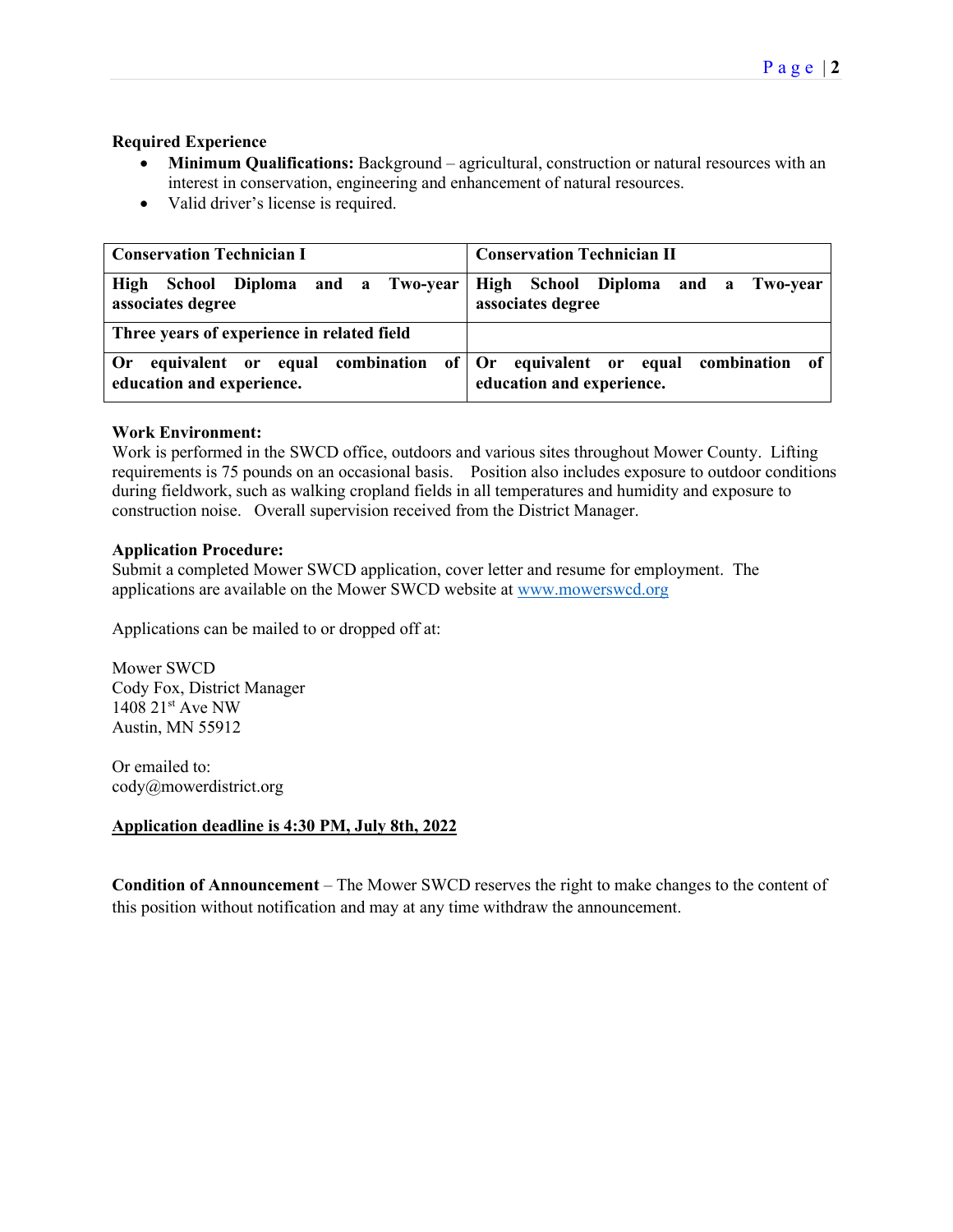**Required Experience**

- **Minimum Qualifications:** Background – agricultural, construction or natural resources with an interest in conservation, engineering and enhancement of natural resources.
- Valid driver's license is required.

| Conservation Technician I | Conservation Technician II |
|---|---|
| High School Diploma and a Two-year associates degree | High School Diploma and a Two-year associates degree |
| Three years of experience in related field | |
| Or equivalent or equal combination of education and experience. | Or equivalent or equal combination of education and experience. |

**Work Environment:**
Work is performed in the SWCD office, outdoors and various sites throughout Mower County. Lifting requirements is 75 pounds on an occasional basis. Position also includes exposure to outdoor conditions during fieldwork, such as walking cropland fields in all temperatures and humidity and exposure to construction noise. Overall supervision received from the District Manager.

**Application Procedure:**
Submit a completed Mower SWCD application, cover letter and resume for employment. The applications are available on the Mower SWCD website at www.mowerswcd.org

Applications can be mailed to or dropped off at:

Mower SWCD
Cody Fox, District Manager
1408 21st Ave NW
Austin, MN 55912

Or emailed to:
cody@mowerdistrict.org

**Application deadline is 4:30 PM, July 8th, 2022**

**Condition of Announcement** – The Mower SWCD reserves the right to make changes to the content of this position without notification and may at any time withdraw the announcement.